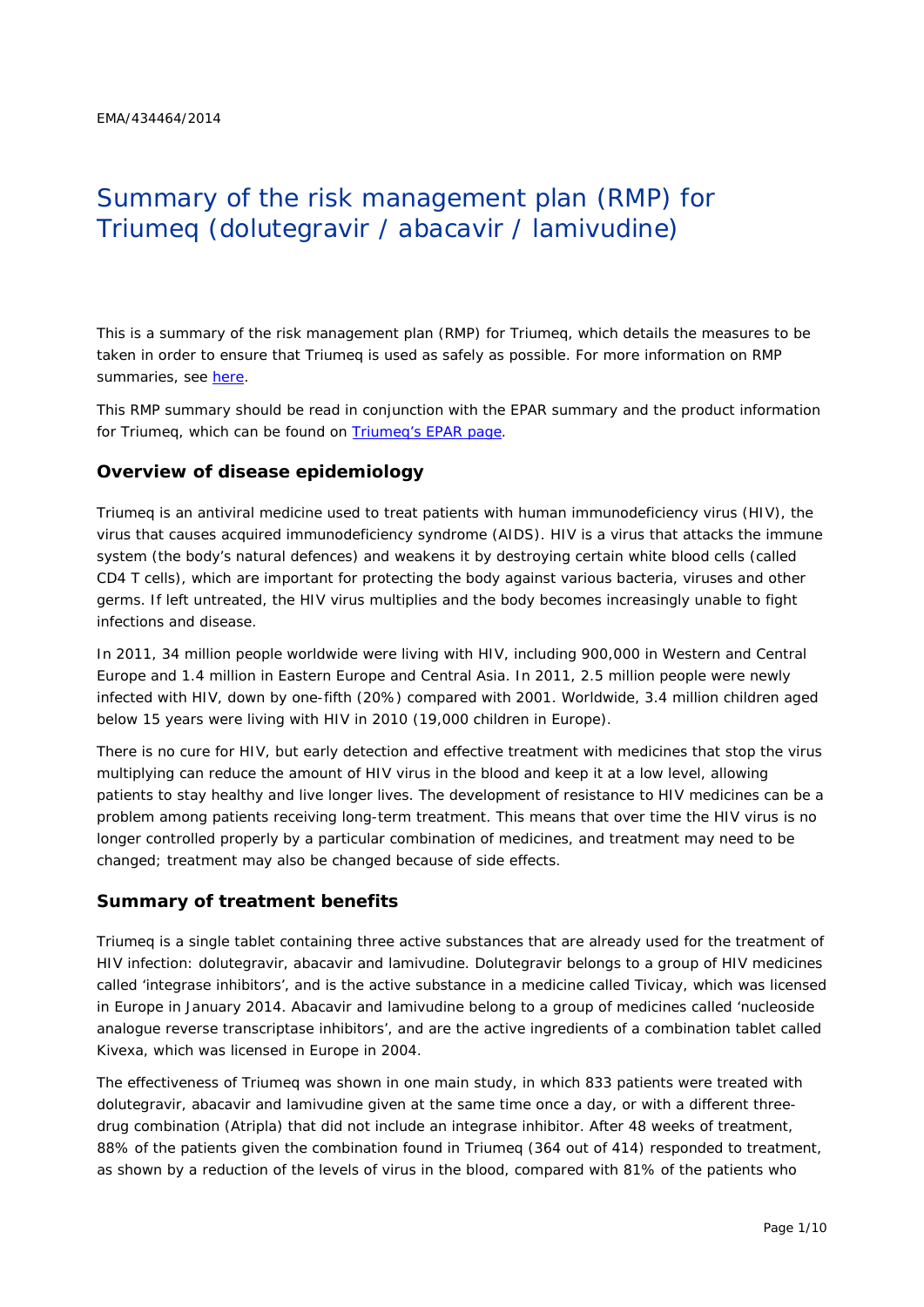EMA/434464/2014

# Summary of the risk management plan (RMP) for Triumeq (dolutegravir / abacavir / lamivudine)

This is a summary of the risk management plan (RMP) for Triumeq, which details the measures to be taken in order to ensure that Triumeq is used as safely as possible. For more information on RMP summaries, see [here](here).

This RMP summary should be read in conjunction with the EPAR summary and the product information for Triumeq, which can be found on [Triumeq's EPAR page](Triumeq's EPAR page).

## Overview of disease epidemiology

Triumeq is an antiviral medicine used to treat patients with human immunodeficiency virus (HIV), the virus that causes acquired immunodeficiency syndrome (AIDS). HIV is a virus that attacks the immune system (the body's natural defences) and weakens it by destroying certain white blood cells (called CD4 T cells), which are important for protecting the body against various bacteria, viruses and other germs. If left untreated, the HIV virus multiplies and the body becomes increasingly unable to fight infections and disease.

In 2011, 34 million people worldwide were living with HIV, including 900,000 in Western and Central Europe and 1.4 million in Eastern Europe and Central Asia. In 2011, 2.5 million people were newly infected with HIV, down by one-fifth (20%) compared with 2001. Worldwide, 3.4 million children aged below 15 years were living with HIV in 2010 (19,000 children in Europe).

There is no cure for HIV, but early detection and effective treatment with medicines that stop the virus multiplying can reduce the amount of HIV virus in the blood and keep it at a low level, allowing patients to stay healthy and live longer lives. The development of resistance to HIV medicines can be a problem among patients receiving long-term treatment. This means that over time the HIV virus is no longer controlled properly by a particular combination of medicines, and treatment may need to be changed; treatment may also be changed because of side effects.

## Summary of treatment benefits

Triumeq is a single tablet containing three active substances that are already used for the treatment of HIV infection: dolutegravir, abacavir and lamivudine. Dolutegravir belongs to a group of HIV medicines called 'integrase inhibitors', and is the active substance in a medicine called Tivicay, which was licensed in Europe in January 2014. Abacavir and lamivudine belong to a group of medicines called 'nucleoside analogue reverse transcriptase inhibitors', and are the active ingredients of a combination tablet called Kivexa, which was licensed in Europe in 2004.

The effectiveness of Triumeq was shown in one main study, in which 833 patients were treated with dolutegravir, abacavir and lamivudine given at the same time once a day, or with a different three-drug combination (Atripla) that did not include an integrase inhibitor. After 48 weeks of treatment, 88% of the patients given the combination found in Triumeq (364 out of 414) responded to treatment, as shown by a reduction of the levels of virus in the blood, compared with 81% of the patients who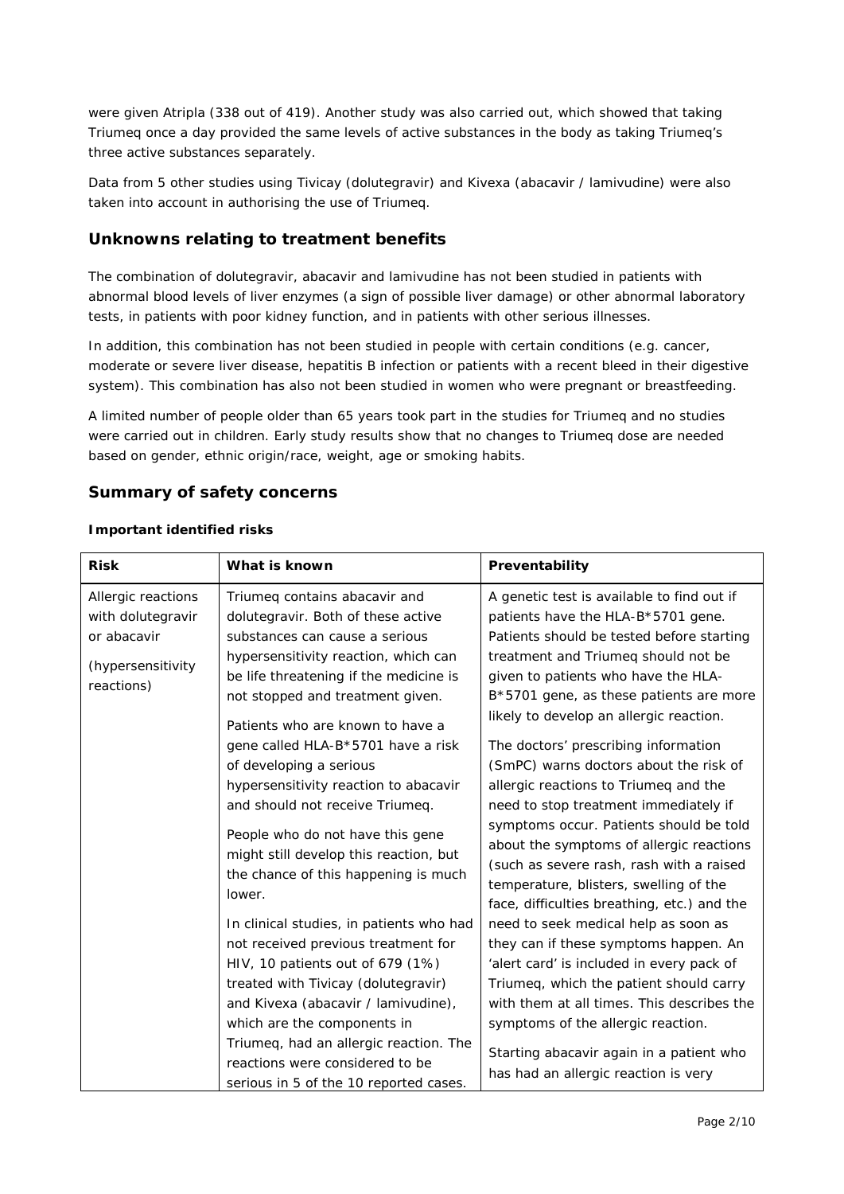were given Atripla (338 out of 419). Another study was also carried out, which showed that taking Triumeq once a day provided the same levels of active substances in the body as taking Triumeq's three active substances separately.

Data from 5 other studies using Tivicay (dolutegravir) and Kivexa (abacavir / lamivudine) were also taken into account in authorising the use of Triumeq.

## Unknowns relating to treatment benefits

The combination of dolutegravir, abacavir and lamivudine has not been studied in patients with abnormal blood levels of liver enzymes (a sign of possible liver damage) or other abnormal laboratory tests, in patients with poor kidney function, and in patients with other serious illnesses.

In addition, this combination has not been studied in people with certain conditions (e.g. cancer, moderate or severe liver disease, hepatitis B infection or patients with a recent bleed in their digestive system). This combination has also not been studied in women who were pregnant or breastfeeding.

A limited number of people older than 65 years took part in the studies for Triumeq and no studies were carried out in children. Early study results show that no changes to Triumeq dose are needed based on gender, ethnic origin/race, weight, age or smoking habits.

## Summary of safety concerns

### Important identified risks

| Risk | What is known | Preventability |
|---|---|---|
| Allergic reactions with dolutegravir or abacavir<br><br>(hypersensitivity reactions) | Triumeq contains abacavir and dolutegravir. Both of these active substances can cause a serious hypersensitivity reaction, which can be life threatening if the medicine is not stopped and treatment given.<br><br>Patients who are known to have a gene called HLA-B*5701 have a risk of developing a serious hypersensitivity reaction to abacavir and should not receive Triumeq.<br><br>People who do not have this gene might still develop this reaction, but the chance of this happening is much lower.<br><br>In clinical studies, in patients who had not received previous treatment for HIV, 10 patients out of 679 (1%) treated with Tivicay (dolutegravir) and Kivexa (abacavir / lamivudine), which are the components in Triumeq, had an allergic reaction. The reactions were considered to be serious in 5 of the 10 reported cases. | A genetic test is available to find out if patients have the HLA-B*5701 gene. Patients should be tested before starting treatment and Triumeq should not be given to patients who have the HLA-B*5701 gene, as these patients are more likely to develop an allergic reaction.<br><br>The doctors' prescribing information (SmPC) warns doctors about the risk of allergic reactions to Triumeq and the need to stop treatment immediately if symptoms occur. Patients should be told about the symptoms of allergic reactions (such as severe rash, rash with a raised temperature, blisters, swelling of the face, difficulties breathing, etc.) and the need to seek medical help as soon as they can if these symptoms happen. An 'alert card' is included in every pack of Triumeq, which the patient should carry with them at all times. This describes the symptoms of the allergic reaction.<br><br>Starting abacavir again in a patient who has had an allergic reaction is very |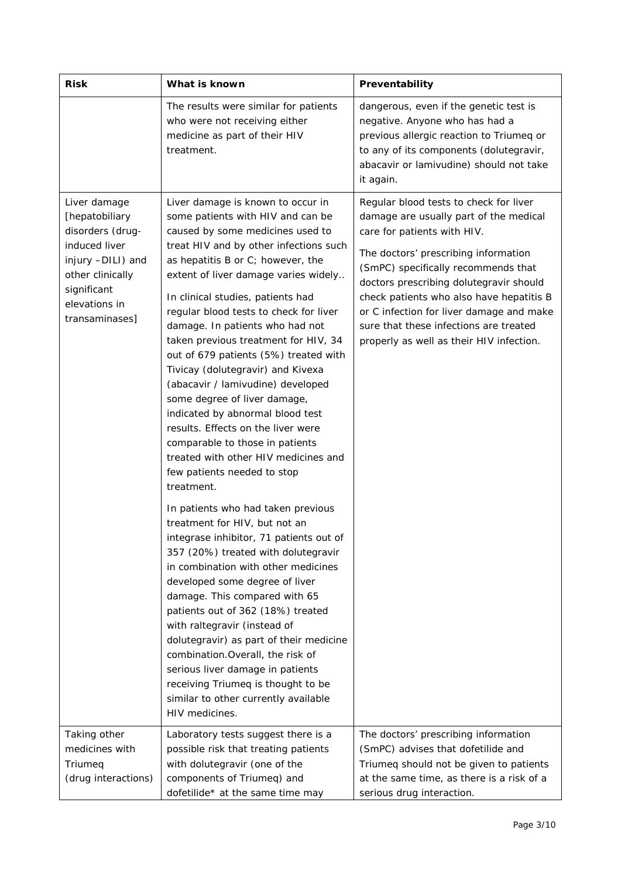| Risk | What is known | Preventability |
|---|---|---|
| | The results were similar for patients who were not receiving either medicine as part of their HIV treatment. | dangerous, even if the genetic test is negative. Anyone who has had a previous allergic reaction to Triumeq or to any of its components (dolutegravir, abacavir or lamivudine) should not take it again. |
| Liver damage [hepatobiliary disorders (drug-induced liver injury –DILI) and other clinically significant elevations in transaminases] | Liver damage is known to occur in some patients with HIV and can be caused by some medicines used to treat HIV and by other infections such as hepatitis B or C; however, the extent of liver damage varies widely.. <br><br> In clinical studies, patients had regular blood tests to check for liver damage. In patients who had not taken previous treatment for HIV, 34 out of 679 patients (5%) treated with Tivicay (dolutegravir) and Kivexa (abacavir / lamivudine) developed some degree of liver damage, indicated by abnormal blood test results. Effects on the liver were comparable to those in patients treated with other HIV medicines and few patients needed to stop treatment. <br><br> In patients who had taken previous treatment for HIV, but not an integrase inhibitor, 71 patients out of 357 (20%) treated with dolutegravir in combination with other medicines developed some degree of liver damage. This compared with 65 patients out of 362 (18%) treated with raltegravir (instead of dolutegravir) as part of their medicine combination.Overall, the risk of serious liver damage in patients receiving Triumeq is thought to be similar to other currently available HIV medicines. | Regular blood tests to check for liver damage are usually part of the medical care for patients with HIV. <br><br> The doctors' prescribing information (SmPC) specifically recommends that doctors prescribing dolutegravir should check patients who also have hepatitis B or C infection for liver damage and make sure that these infections are treated properly as well as their HIV infection. |
| Taking other medicines with Triumeq (drug interactions) | Laboratory tests suggest there is a possible risk that treating patients with dolutegravir (one of the components of Triumeq) and dofetilide* at the same time may | The doctors' prescribing information (SmPC) advises that dofetilide and Triumeq should not be given to patients at the same time, as there is a risk of a serious drug interaction. |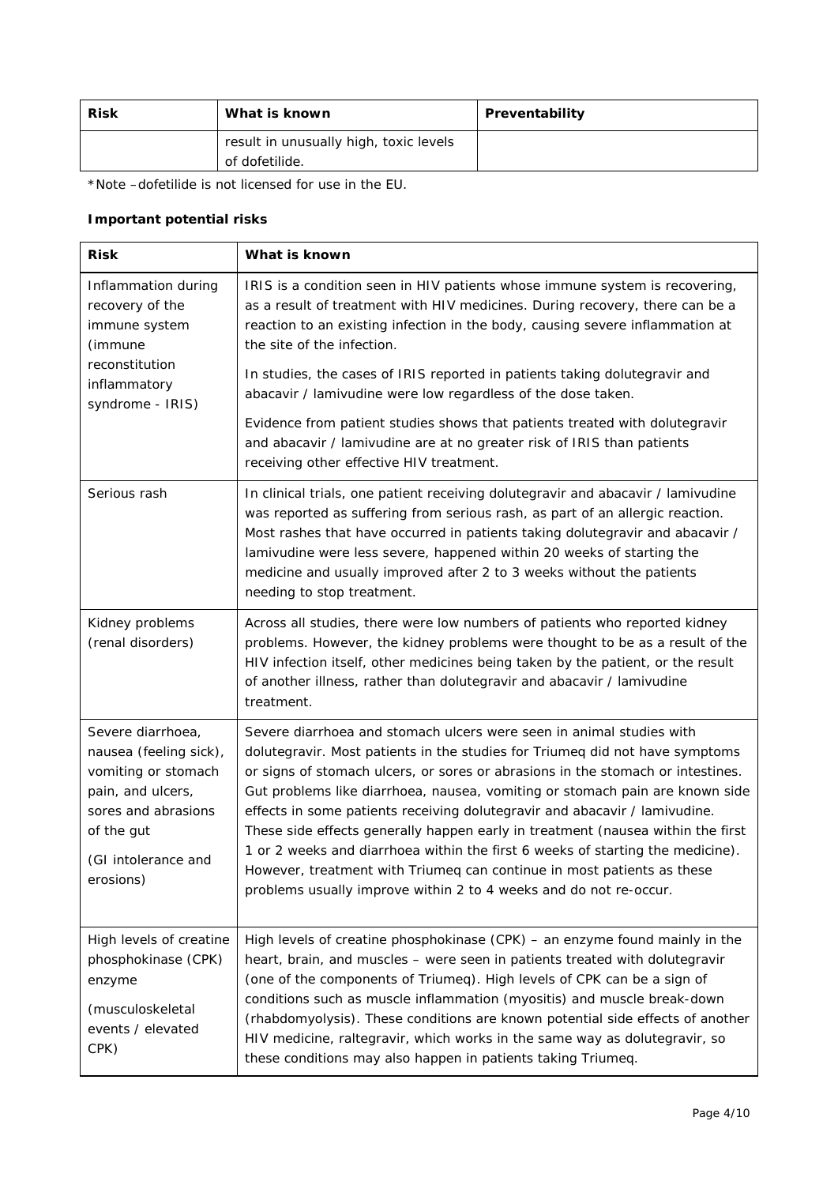| Risk | What is known | Preventability |
|---|---|---|
| | result in unusually high, toxic levels of dofetilide. | |

*Note –dofetilide is not licensed for use in the EU.

**Important potential risks**

| Risk | What is known |
|---|---|
| Inflammation during recovery of the immune system (immune reconstitution inflammatory syndrome - IRIS) | IRIS is a condition seen in HIV patients whose immune system is recovering, as a result of treatment with HIV medicines. During recovery, there can be a reaction to an existing infection in the body, causing severe inflammation at the site of the infection.<br><br>In studies, the cases of IRIS reported in patients taking dolutegravir and abacavir / lamivudine were low regardless of the dose taken.<br><br>Evidence from patient studies shows that patients treated with dolutegravir and abacavir / lamivudine are at no greater risk of IRIS than patients receiving other effective HIV treatment. |
| Serious rash | In clinical trials, one patient receiving dolutegravir and abacavir / lamivudine was reported as suffering from serious rash, as part of an allergic reaction. Most rashes that have occurred in patients taking dolutegravir and abacavir / lamivudine were less severe, happened within 20 weeks of starting the medicine and usually improved after 2 to 3 weeks without the patients needing to stop treatment. |
| Kidney problems (renal disorders) | Across all studies, there were low numbers of patients who reported kidney problems. However, the kidney problems were thought to be as a result of the HIV infection itself, other medicines being taken by the patient, or the result of another illness, rather than dolutegravir and abacavir / lamivudine treatment. |
| Severe diarrhoea, nausea (feeling sick), vomiting or stomach pain, and ulcers, sores and abrasions of the gut<br><br>(GI intolerance and erosions) | Severe diarrhoea and stomach ulcers were seen in animal studies with dolutegravir. Most patients in the studies for Triumeq did not have symptoms or signs of stomach ulcers, or sores or abrasions in the stomach or intestines. Gut problems like diarrhoea, nausea, vomiting or stomach pain are known side effects in some patients receiving dolutegravir and abacavir / lamivudine. These side effects generally happen early in treatment (nausea within the first 1 or 2 weeks and diarrhoea within the first 6 weeks of starting the medicine). However, treatment with Triumeq can continue in most patients as these problems usually improve within 2 to 4 weeks and do not re-occur. |
| High levels of creatine phosphokinase (CPK) enzyme<br><br>(musculoskeletal events / elevated CPK) | High levels of creatine phosphokinase (CPK) – an enzyme found mainly in the heart, brain, and muscles – were seen in patients treated with dolutegravir (one of the components of Triumeq). High levels of CPK can be a sign of conditions such as muscle inflammation (myositis) and muscle break-down (rhabdomyolysis). These conditions are known potential side effects of another HIV medicine, raltegravir, which works in the same way as dolutegravir, so these conditions may also happen in patients taking Triumeq. |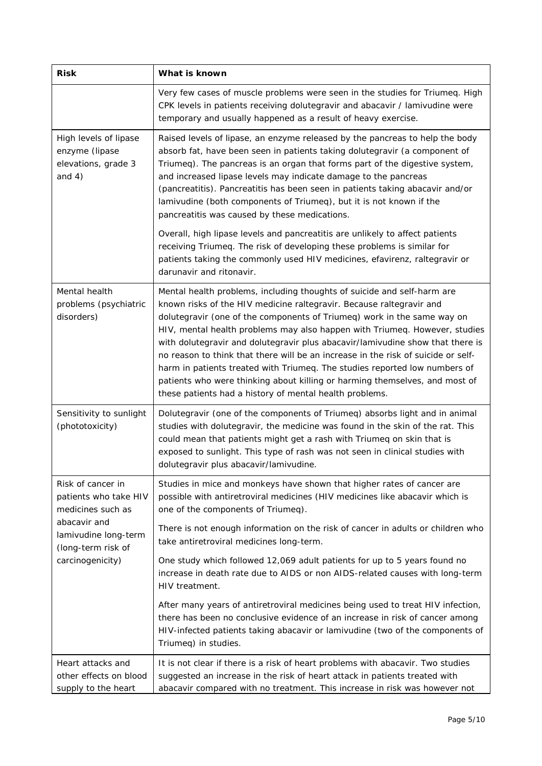| Risk | What is known |
|---|---|
| | Very few cases of muscle problems were seen in the studies for Triumeq. High CPK levels in patients receiving dolutegravir and abacavir / lamivudine were temporary and usually happened as a result of heavy exercise. |
| High levels of lipase enzyme (lipase elevations, grade 3 and 4) | Raised levels of lipase, an enzyme released by the pancreas to help the body absorb fat, have been seen in patients taking dolutegravir (a component of Triumeq). The pancreas is an organ that forms part of the digestive system, and increased lipase levels may indicate damage to the pancreas (pancreatitis). Pancreatitis has been seen in patients taking abacavir and/or lamivudine (both components of Triumeq), but it is not known if the pancreatitis was caused by these medications.<br><br>Overall, high lipase levels and pancreatitis are unlikely to affect patients receiving Triumeq. The risk of developing these problems is similar for patients taking the commonly used HIV medicines, efavirenz, raltegravir or darunavir and ritonavir. |
| Mental health problems (psychiatric disorders) | Mental health problems, including thoughts of suicide and self-harm are known risks of the HIV medicine raltegravir. Because raltegravir and dolutegravir (one of the components of Triumeq) work in the same way on HIV, mental health problems may also happen with Triumeq. However, studies with dolutegravir and dolutegravir plus abacavir/lamivudine show that there is no reason to think that there will be an increase in the risk of suicide or self-harm in patients treated with Triumeq. The studies reported low numbers of patients who were thinking about killing or harming themselves, and most of these patients had a history of mental health problems. |
| Sensitivity to sunlight (phototoxicity) | Dolutegravir (one of the components of Triumeq) absorbs light and in animal studies with dolutegravir, the medicine was found in the skin of the rat. This could mean that patients might get a rash with Triumeq on skin that is exposed to sunlight. This type of rash was not seen in clinical studies with dolutegravir plus abacavir/lamivudine. |
| Risk of cancer in patients who take HIV medicines such as abacavir and lamivudine long-term (long-term risk of carcinogenicity) | Studies in mice and monkeys have shown that higher rates of cancer are possible with antiretroviral medicines (HIV medicines like abacavir which is one of the components of Triumeq).<br><br>There is not enough information on the risk of cancer in adults or children who take antiretroviral medicines long-term.<br><br>One study which followed 12,069 adult patients for up to 5 years found no increase in death rate due to AIDS or non AIDS-related causes with long-term HIV treatment.<br><br>After many years of antiretroviral medicines being used to treat HIV infection, there has been no conclusive evidence of an increase in risk of cancer among HIV-infected patients taking abacavir or lamivudine (two of the components of Triumeq) in studies. |
| Heart attacks and other effects on blood supply to the heart | It is not clear if there is a risk of heart problems with abacavir. Two studies suggested an increase in the risk of heart attack in patients treated with abacavir compared with no treatment. This increase in risk was however not |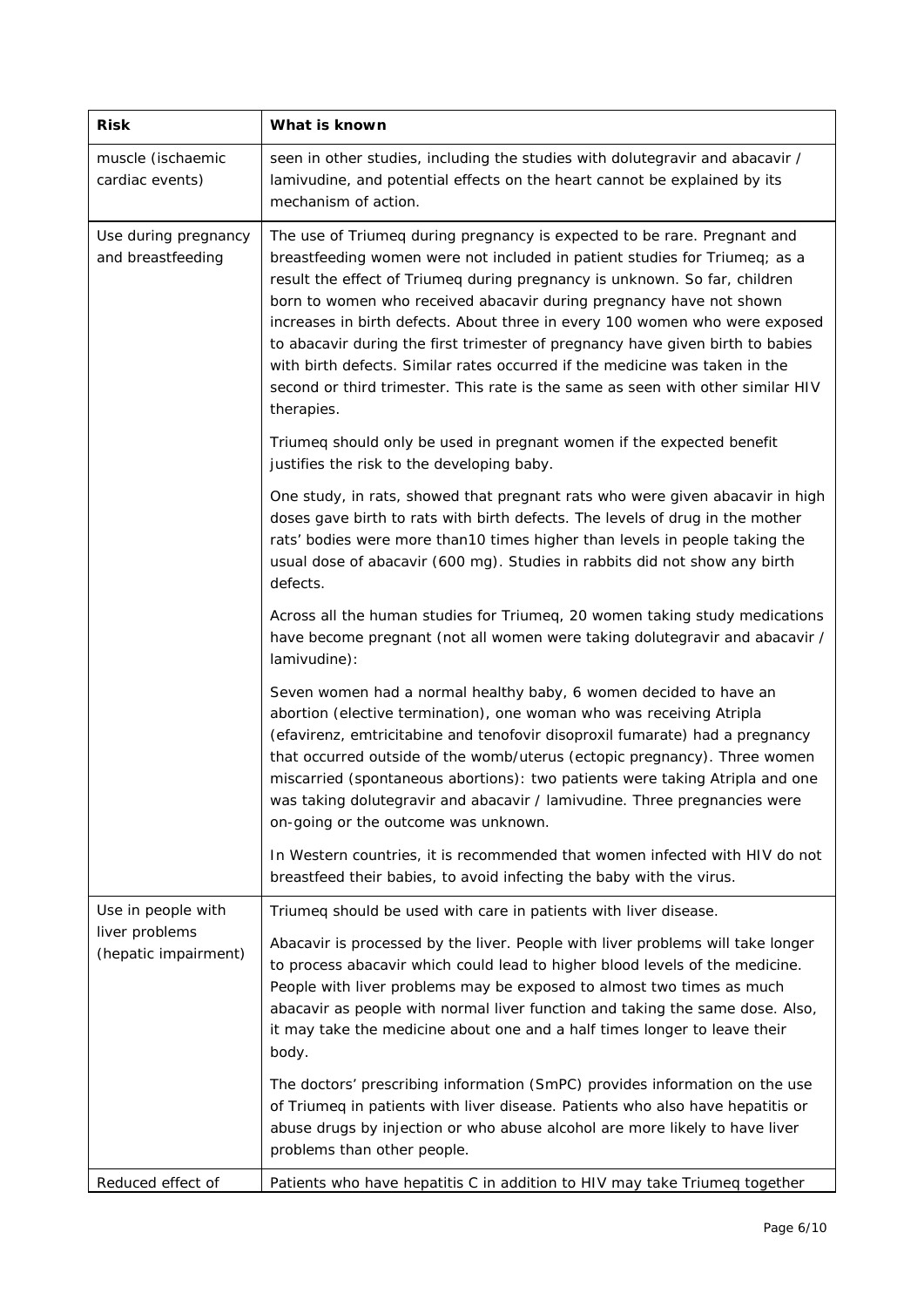| Risk | What is known |
|---|---|
| muscle (ischaemic cardiac events) | seen in other studies, including the studies with dolutegravir and abacavir / lamivudine, and potential effects on the heart cannot be explained by its mechanism of action. |
| Use during pregnancy and breastfeeding | The use of Triumeq during pregnancy is expected to be rare. Pregnant and breastfeeding women were not included in patient studies for Triumeq; as a result the effect of Triumeq during pregnancy is unknown. So far, children born to women who received abacavir during pregnancy have not shown increases in birth defects. About three in every 100 women who were exposed to abacavir during the first trimester of pregnancy have given birth to babies with birth defects. Similar rates occurred if the medicine was taken in the second or third trimester. This rate is the same as seen with other similar HIV therapies.<br><br>Triumeq should only be used in pregnant women if the expected benefit justifies the risk to the developing baby.<br><br>One study, in rats, showed that pregnant rats who were given abacavir in high doses gave birth to rats with birth defects. The levels of drug in the mother rats' bodies were more than10 times higher than levels in people taking the usual dose of abacavir (600 mg). Studies in rabbits did not show any birth defects.<br><br>Across all the human studies for Triumeq, 20 women taking study medications have become pregnant (not all women were taking dolutegravir and abacavir / lamivudine):<br><br>Seven women had a normal healthy baby, 6 women decided to have an abortion (elective termination), one woman who was receiving Atripla (efavirenz, emtricitabine and tenofovir disoproxil fumarate) had a pregnancy that occurred outside of the womb/uterus (ectopic pregnancy). Three women miscarried (spontaneous abortions): two patients were taking Atripla and one was taking dolutegravir and abacavir / lamivudine. Three pregnancies were on-going or the outcome was unknown.<br><br>In Western countries, it is recommended that women infected with HIV do not breastfeed their babies, to avoid infecting the baby with the virus. |
| Use in people with liver problems (hepatic impairment) | Triumeq should be used with care in patients with liver disease.<br><br>Abacavir is processed by the liver. People with liver problems will take longer to process abacavir which could lead to higher blood levels of the medicine. People with liver problems may be exposed to almost two times as much abacavir as people with normal liver function and taking the same dose. Also, it may take the medicine about one and a half times longer to leave their body.<br><br>The doctors' prescribing information (SmPC) provides information on the use of Triumeq in patients with liver disease. Patients who also have hepatitis or abuse drugs by injection or who abuse alcohol are more likely to have liver problems than other people. |
| Reduced effect of | Patients who have hepatitis C in addition to HIV may take Triumeq together |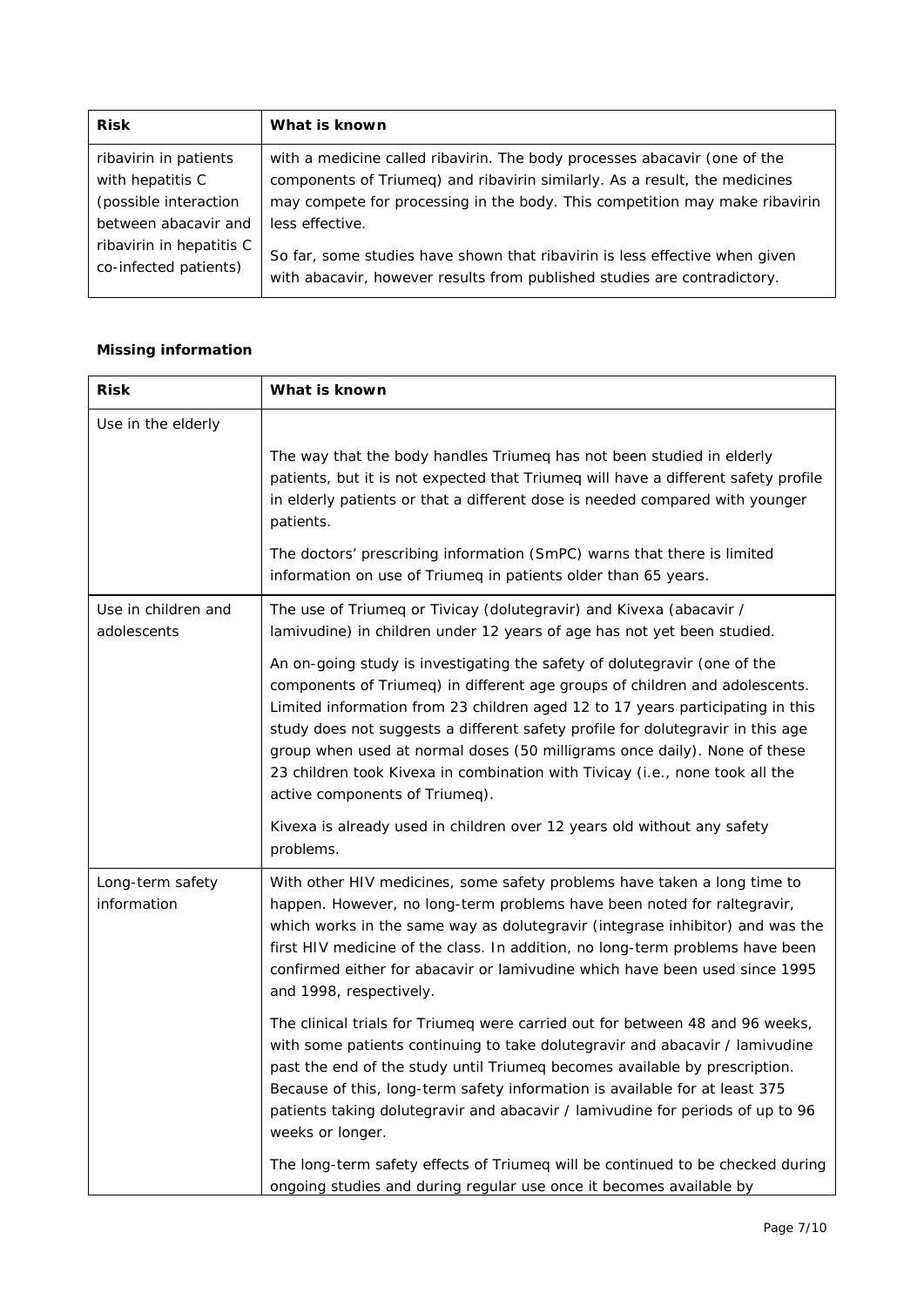| Risk | What is known |
|---|---|
| ribavirin in patients with hepatitis C (possible interaction between abacavir and ribavirin in hepatitis C co-infected patients) | with a medicine called ribavirin. The body processes abacavir (one of the components of Triumeq) and ribavirin similarly. As a result, the medicines may compete for processing in the body. This competition may make ribavirin less effective.<br><br>So far, some studies have shown that ribavirin is less effective when given with abacavir, however results from published studies are contradictory. |

**Missing information**

| Risk | What is known |
|---|---|
| Use in the elderly | The way that the body handles Triumeq has not been studied in elderly patients, but it is not expected that Triumeq will have a different safety profile in elderly patients or that a different dose is needed compared with younger patients.<br><br>The doctors' prescribing information (SmPC) warns that there is limited information on use of Triumeq in patients older than 65 years. |
| Use in children and adolescents | The use of Triumeq or Tivicay (dolutegravir) and Kivexa (abacavir / lamivudine) in children under 12 years of age has not yet been studied.<br><br>An on-going study is investigating the safety of dolutegravir (one of the components of Triumeq) in different age groups of children and adolescents. Limited information from 23 children aged 12 to 17 years participating in this study does not suggests a different safety profile for dolutegravir in this age group when used at normal doses (50 milligrams once daily). None of these 23 children took Kivexa in combination with Tivicay (i.e., none took all the active components of Triumeq).<br><br>Kivexa is already used in children over 12 years old without any safety problems. |
| Long-term safety information | With other HIV medicines, some safety problems have taken a long time to happen. However, no long-term problems have been noted for raltegravir, which works in the same way as dolutegravir (integrase inhibitor) and was the first HIV medicine of the class. In addition, no long-term problems have been confirmed either for abacavir or lamivudine which have been used since 1995 and 1998, respectively.<br><br>The clinical trials for Triumeq were carried out for between 48 and 96 weeks, with some patients continuing to take dolutegravir and abacavir / lamivudine past the end of the study until Triumeq becomes available by prescription. Because of this, long-term safety information is available for at least 375 patients taking dolutegravir and abacavir / lamivudine for periods of up to 96 weeks or longer.<br><br>The long-term safety effects of Triumeq will be continued to be checked during ongoing studies and during regular use once it becomes available by |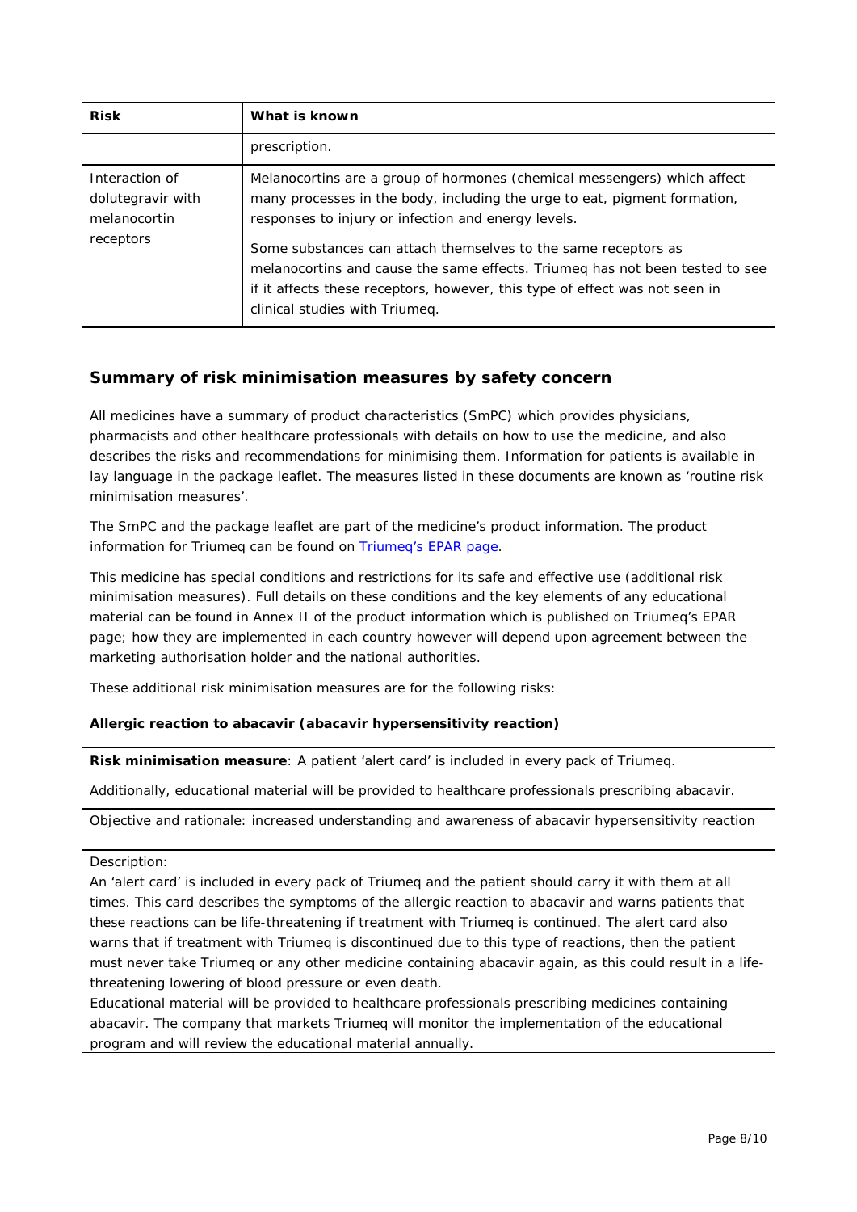| Risk | What is known |
|---|---|
| | prescription. |
| Interaction of dolutegravir with melanocortin receptors | Melanocortins are a group of hormones (chemical messengers) which affect many processes in the body, including the urge to eat, pigment formation, responses to injury or infection and energy levels.<br><br>Some substances can attach themselves to the same receptors as melanocortins and cause the same effects. Triumeq has not been tested to see if it affects these receptors, however, this type of effect was not seen in clinical studies with Triumeq. |

## Summary of risk minimisation measures by safety concern

All medicines have a summary of product characteristics (SmPC) which provides physicians, pharmacists and other healthcare professionals with details on how to use the medicine, and also describes the risks and recommendations for minimising them. Information for patients is available in lay language in the package leaflet. The measures listed in these documents are known as 'routine risk minimisation measures'.

The SmPC and the package leaflet are part of the medicine's product information. The product information for Triumeq can be found on [Triumeq's EPAR page](Triumeq's EPAR page).

This medicine has special conditions and restrictions for its safe and effective use (additional risk minimisation measures). Full details on these conditions and the key elements of any educational material can be found in Annex II of the product information which is published on Triumeq's EPAR page; how they are implemented in each country however will depend upon agreement between the marketing authorisation holder and the national authorities.

These additional risk minimisation measures are for the following risks:

**Allergic reaction to abacavir (abacavir hypersensitivity reaction)**

| **Risk minimisation measure**: A patient 'alert card' is included in every pack of Triumeq.<br><br>Additionally, educational material will be provided to healthcare professionals prescribing abacavir. |
|---|
| Objective and rationale: increased understanding and awareness of abacavir hypersensitivity reaction |
| Description:<br>An 'alert card' is included in every pack of Triumeq and the patient should carry it with them at all times. This card describes the symptoms of the allergic reaction to abacavir and warns patients that these reactions can be life-threatening if treatment with Triumeq is continued. The alert card also warns that if treatment with Triumeq is discontinued due to this type of reactions, then the patient must never take Triumeq or any other medicine containing abacavir again, as this could result in a life-threatening lowering of blood pressure or even death.<br>Educational material will be provided to healthcare professionals prescribing medicines containing abacavir. The company that markets Triumeq will monitor the implementation of the educational program and will review the educational material annually. |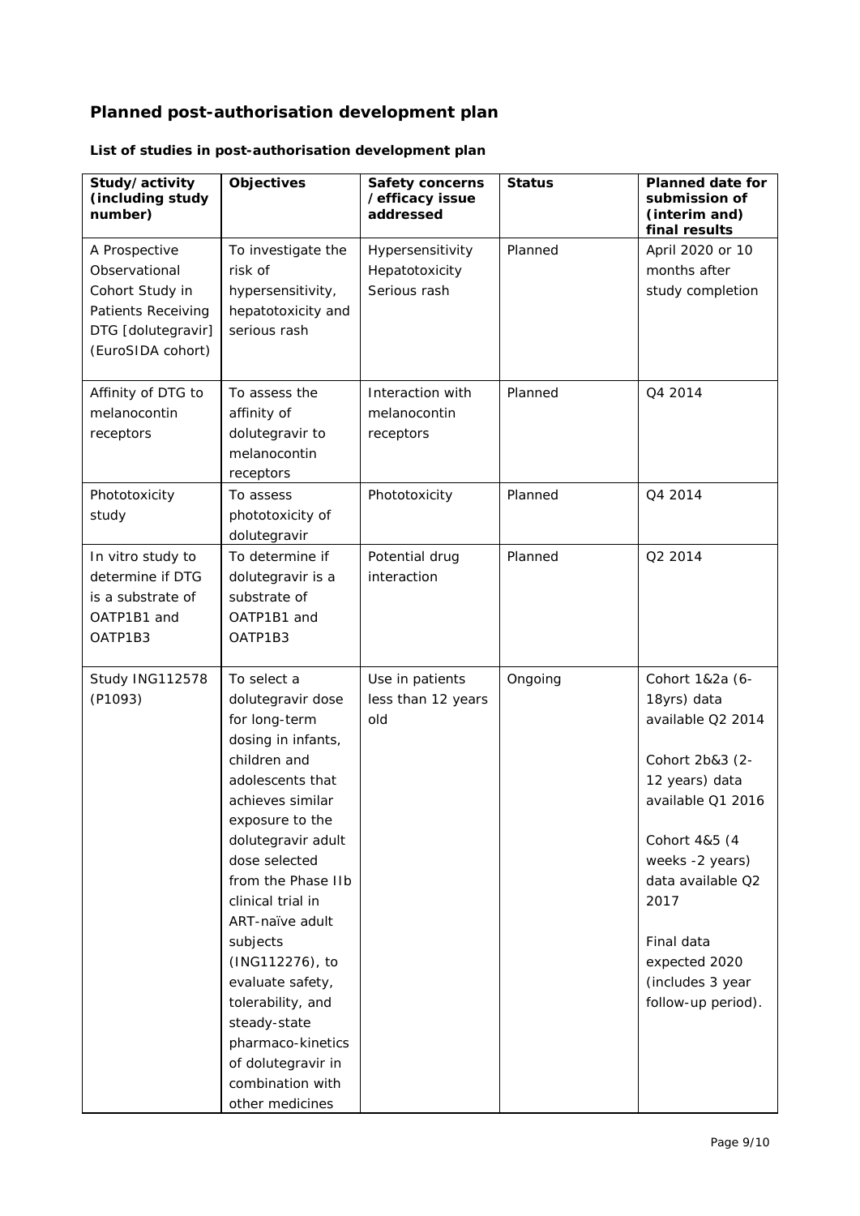## Planned post-authorisation development plan

**List of studies in post-authorisation development plan**

| Study/activity (including study number) | Objectives | Safety concerns /efficacy issue addressed | Status | Planned date for submission of (interim and) final results |
|---|---|---|---|---|
| A Prospective Observational Cohort Study in Patients Receiving DTG [dolutegravir] (EuroSIDA cohort) | To investigate the risk of hypersensitivity, hepatotoxicity and serious rash | Hypersensitivity<br>Hepatotoxicity<br>Serious rash | Planned | April 2020 or 10 months after study completion |
| Affinity of DTG to melanocontin receptors | To assess the affinity of dolutegravir to melanocontin receptors | Interaction with melanocontin receptors | Planned | Q4 2014 |
| Phototoxicity study | To assess phototoxicity of dolutegravir | Phototoxicity | Planned | Q4 2014 |
| In vitro study to determine if DTG is a substrate of OATP1B1 and OATP1B3 | To determine if dolutegravir is a substrate of OATP1B1 and OATP1B3 | Potential drug interaction | Planned | Q2 2014 |
| Study ING112578 (P1093) | To select a dolutegravir dose for long-term dosing in infants, children and adolescents that achieves similar exposure to the dolutegravir adult dose selected from the Phase IIb clinical trial in ART-naïve adult subjects (ING112276), to evaluate safety, tolerability, and steady-state pharmaco-kinetics of dolutegravir in combination with other medicines | Use in patients less than 12 years old | Ongoing | Cohort 1&2a (6-18yrs) data available Q2 2014<br><br>Cohort 2b&3 (2-12 years) data available Q1 2016<br><br>Cohort 4&5 (4 weeks -2 years) data available Q2 2017<br><br>Final data expected 2020 (includes 3 year follow-up period). |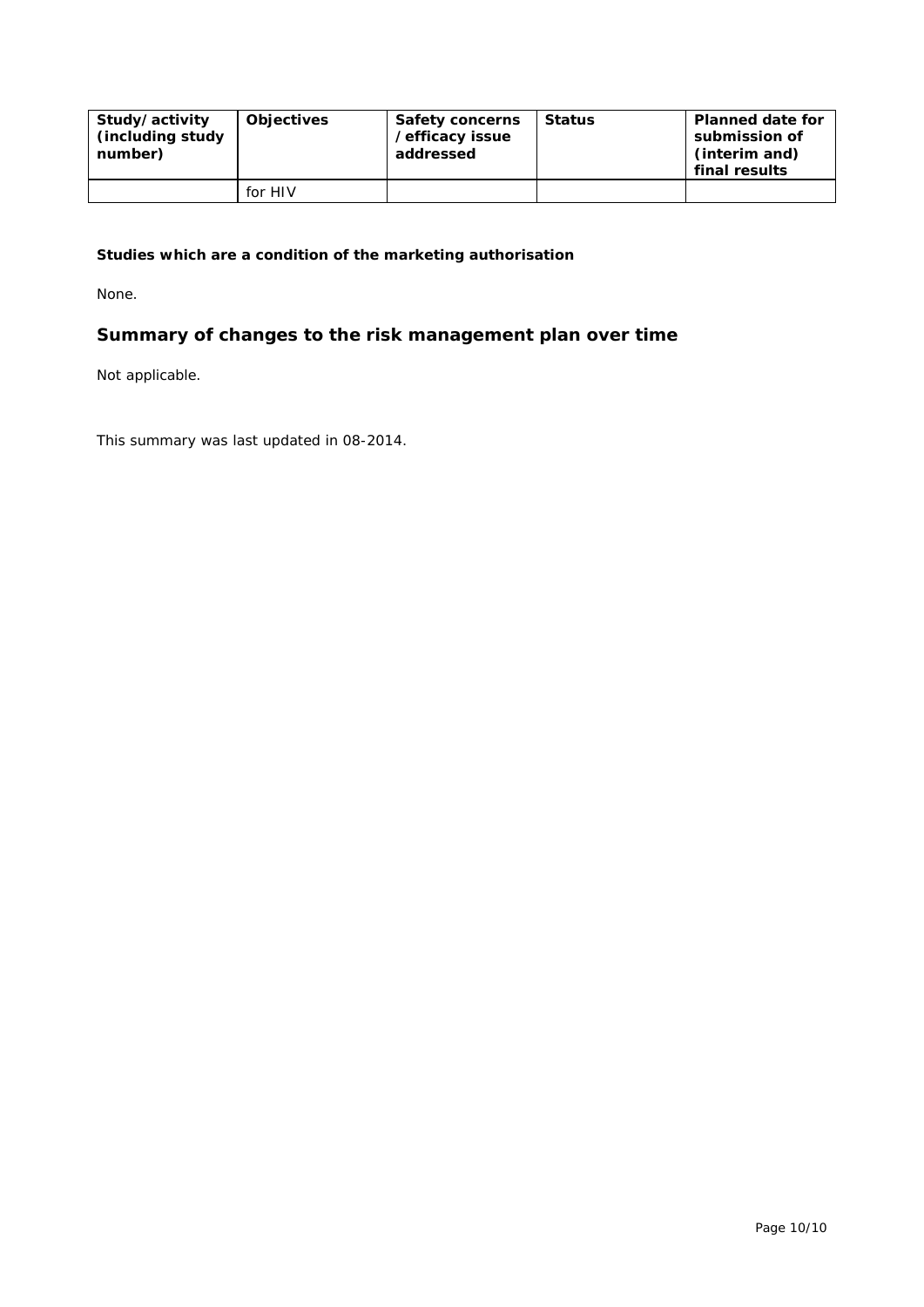| Study/activity (including study number) | Objectives | Safety concerns /efficacy issue addressed | Status | Planned date for submission of (interim and) final results |
|---|---|---|---|---|
| | for HIV | | | |

**Studies which are a condition of the marketing authorisation**

None.

## Summary of changes to the risk management plan over time

Not applicable.

This summary was last updated in 08-2014.